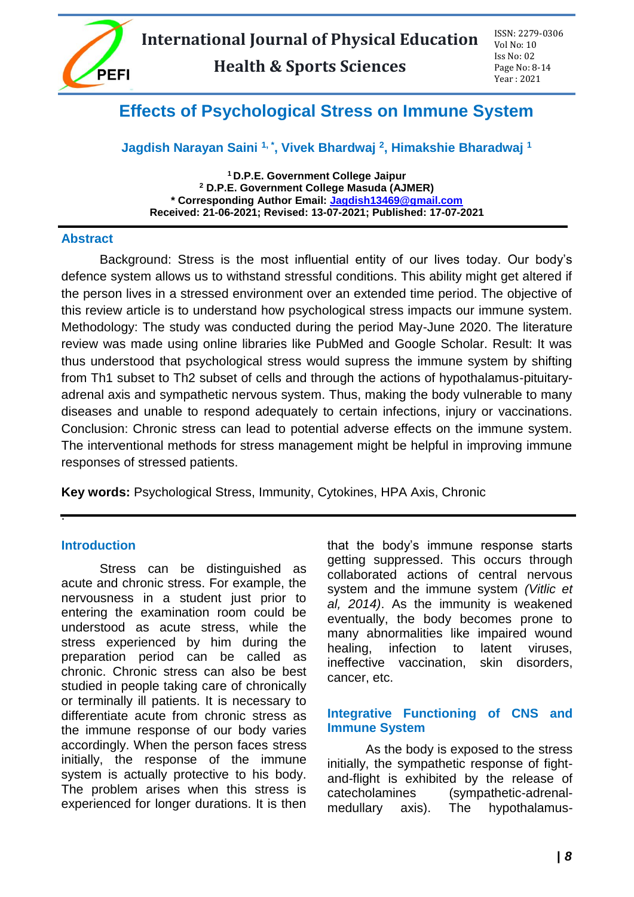# Effects of Psychological Stress on Immune System

**Jagdish Narayan Saini [1,*], Vivek Bhardwaj [2], Himakshie Bharadwaj [1]**

**[1] D.P.E. Government College Jaipur**
**[2] D.P.E. Government College Masuda (AJMER)**
**\* Corresponding Author Email: Jagdish13469@gmail.com**
**Received: 21-06-2021; Revised: 13-07-2021; Published: 17-07-2021**

## Abstract

Background: Stress is the most influential entity of our lives today. Our body's defence system allows us to withstand stressful conditions. This ability might get altered if the person lives in a stressed environment over an extended time period. The objective of this review article is to understand how psychological stress impacts our immune system. Methodology: The study was conducted during the period May-June 2020. The literature review was made using online libraries like PubMed and Google Scholar. Result: It was thus understood that psychological stress would supress the immune system by shifting from Th1 subset to Th2 subset of cells and through the actions of hypothalamus-pituitary-adrenal axis and sympathetic nervous system. Thus, making the body vulnerable to many diseases and unable to respond adequately to certain infections, injury or vaccinations. Conclusion: Chronic stress can lead to potential adverse effects on the immune system. The interventional methods for stress management might be helpful in improving immune responses of stressed patients.

**Key words:** Psychological Stress, Immunity, Cytokines, HPA Axis, Chronic

## Introduction

Stress can be distinguished as acute and chronic stress. For example, the nervousness in a student just prior to entering the examination room could be understood as acute stress, while the stress experienced by him during the preparation period can be called as chronic. Chronic stress can also be best studied in people taking care of chronically or terminally ill patients. It is necessary to differentiate acute from chronic stress as the immune response of our body varies accordingly. When the person faces stress initially, the response of the immune system is actually protective to his body. The problem arises when this stress is experienced for longer durations. It is then that the body's immune response starts getting suppressed. This occurs through collaborated actions of central nervous system and the immune system *(Vitlic et al, 2014)*. As the immunity is weakened eventually, the body becomes prone to many abnormalities like impaired wound healing, infection to latent viruses, ineffective vaccination, skin disorders, cancer, etc.

## Integrative Functioning of CNS and Immune System

As the body is exposed to the stress initially, the sympathetic response of fight-and-flight is exhibited by the release of catecholamines (sympathetic-adrenal-medullary axis). The hypothalamus-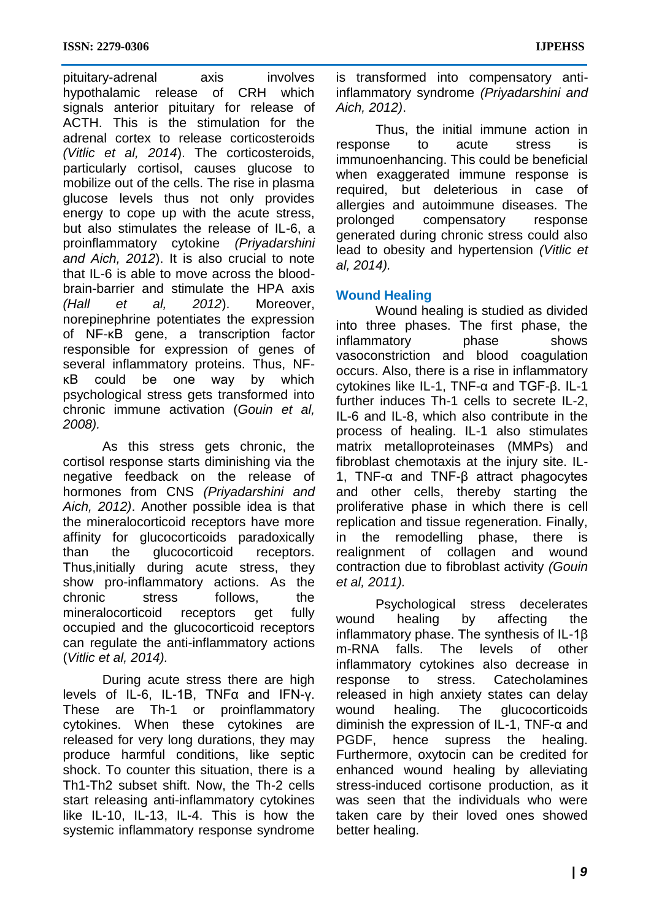pituitary-adrenal axis involves hypothalamic release of CRH which signals anterior pituitary for release of ACTH. This is the stimulation for the adrenal cortex to release corticosteroids *(Vitlic et al, 2014*). The corticosteroids, particularly cortisol, causes glucose to mobilize out of the cells. The rise in plasma glucose levels thus not only provides energy to cope up with the acute stress, but also stimulates the release of IL-6, a proinflammatory cytokine *(Priyadarshini and Aich, 2012*). It is also crucial to note that IL-6 is able to move across the blood-brain-barrier and stimulate the HPA axis *(Hall et al, 2012*). Moreover, norepinephrine potentiates the expression of NF-κB gene, a transcription factor responsible for expression of genes of several inflammatory proteins. Thus, NF-κB could be one way by which psychological stress gets transformed into chronic immune activation (*Gouin et al, 2008).*

As this stress gets chronic, the cortisol response starts diminishing via the negative feedback on the release of hormones from CNS *(Priyadarshini and Aich, 2012)*. Another possible idea is that the mineralocorticoid receptors have more affinity for glucocorticoids paradoxically than the glucocorticoid receptors. Thus,initially during acute stress, they show pro-inflammatory actions. As the chronic stress follows, the mineralocorticoid receptors get fully occupied and the glucocorticoid receptors can regulate the anti-inflammatory actions (*Vitlic et al, 2014).*

During acute stress there are high levels of IL-6, IL-1B, TNFα and IFN-γ. These are Th-1 or proinflammatory cytokines. When these cytokines are released for very long durations, they may produce harmful conditions, like septic shock. To counter this situation, there is a Th1-Th2 subset shift. Now, the Th-2 cells start releasing anti-inflammatory cytokines like IL-10, IL-13, IL-4. This is how the systemic inflammatory response syndrome is transformed into compensatory anti-inflammatory syndrome *(Priyadarshini and Aich, 2012)*.

Thus, the initial immune action in response to acute stress is immunoenhancing. This could be beneficial when exaggerated immune response is required, but deleterious in case of allergies and autoimmune diseases. The prolonged compensatory response generated during chronic stress could also lead to obesity and hypertension *(Vitlic et al, 2014).*

## Wound Healing

Wound healing is studied as divided into three phases. The first phase, the inflammatory phase shows vasoconstriction and blood coagulation occurs. Also, there is a rise in inflammatory cytokines like IL-1, TNF-α and TGF-β. IL-1 further induces Th-1 cells to secrete IL-2, IL-6 and IL-8, which also contribute in the process of healing. IL-1 also stimulates matrix metalloproteinases (MMPs) and fibroblast chemotaxis at the injury site. IL-1, TNF-α and TNF-β attract phagocytes and other cells, thereby starting the proliferative phase in which there is cell replication and tissue regeneration. Finally, in the remodelling phase, there is realignment of collagen and wound contraction due to fibroblast activity *(Gouin et al, 2011).*

Psychological stress decelerates wound healing by affecting the inflammatory phase. The synthesis of IL-1β m-RNA falls. The levels of other inflammatory cytokines also decrease in response to stress. Catecholamines released in high anxiety states can delay wound healing. The glucocorticoids diminish the expression of IL-1, TNF-α and PGDF, hence supress the healing. Furthermore, oxytocin can be credited for enhanced wound healing by alleviating stress-induced cortisone production, as it was seen that the individuals who were taken care by their loved ones showed better healing.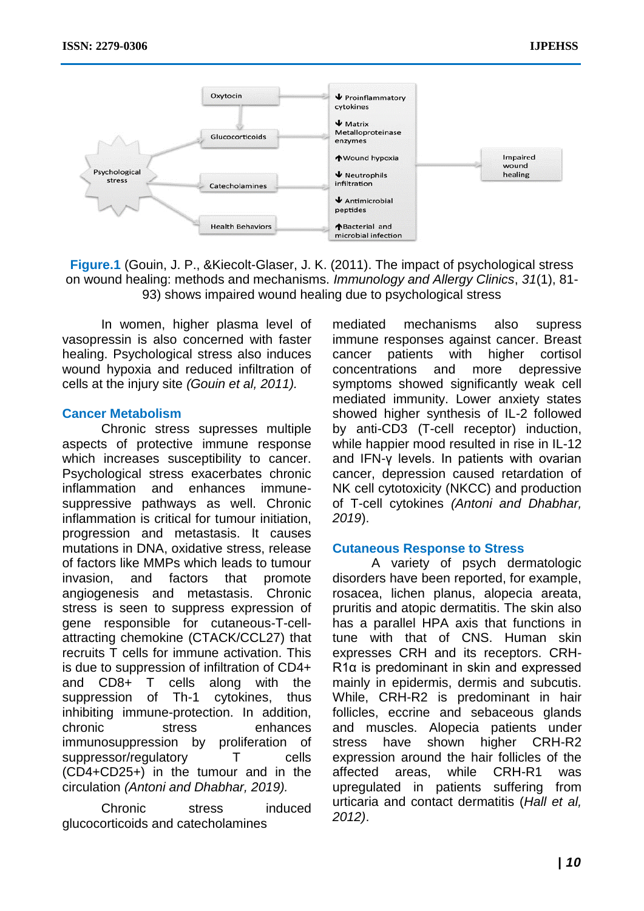**Figure.1** (Gouin, J. P., &Kiecolt-Glaser, J. K. (2011). The impact of psychological stress on wound healing: methods and mechanisms. *Immunology and Allergy Clinics*, *31*(1), 81-93) shows impaired wound healing due to psychological stress

In women, higher plasma level of vasopressin is also concerned with faster healing. Psychological stress also induces wound hypoxia and reduced infiltration of cells at the injury site *(Gouin et al, 2011).*

### Cancer Metabolism

Chronic stress supresses multiple aspects of protective immune response which increases susceptibility to cancer. Psychological stress exacerbates chronic inflammation and enhances immune-suppressive pathways as well. Chronic inflammation is critical for tumour initiation, progression and metastasis. It causes mutations in DNA, oxidative stress, release of factors like MMPs which leads to tumour invasion, and factors that promote angiogenesis and metastasis. Chronic stress is seen to suppress expression of gene responsible for cutaneous-T-cell-attracting chemokine (CTACK/CCL27) that recruits T cells for immune activation. This is due to suppression of infiltration of CD4+ and CD8+ T cells along with the suppression of Th-1 cytokines, thus inhibiting immune-protection. In addition, chronic stress enhances immunosuppression by proliferation of suppressor/regulatory T cells (CD4+CD25+) in the tumour and in the circulation *(Antoni and Dhabhar, 2019).*

Chronic stress induced glucocorticoids and catecholamines mediated mechanisms also supress immune responses against cancer. Breast cancer patients with higher cortisol concentrations and more depressive symptoms showed significantly weak cell mediated immunity. Lower anxiety states showed higher synthesis of IL-2 followed by anti-CD3 (T-cell receptor) induction, while happier mood resulted in rise in IL-12 and IFN-γ levels. In patients with ovarian cancer, depression caused retardation of NK cell cytotoxicity (NKCC) and production of T-cell cytokines *(Antoni and Dhabhar, 2019*).

### Cutaneous Response to Stress

A variety of psych dermatologic disorders have been reported, for example, rosacea, lichen planus, alopecia areata, pruritis and atopic dermatitis. The skin also has a parallel HPA axis that functions in tune with that of CNS. Human skin expresses CRH and its receptors. CRH-R1α is predominant in skin and expressed mainly in epidermis, dermis and subcutis. While, CRH-R2 is predominant in hair follicles, eccrine and sebaceous glands and muscles. Alopecia patients under stress have shown higher CRH-R2 expression around the hair follicles of the affected areas, while CRH-R1 was upregulated in patients suffering from urticaria and contact dermatitis (*Hall et al, 2012)*.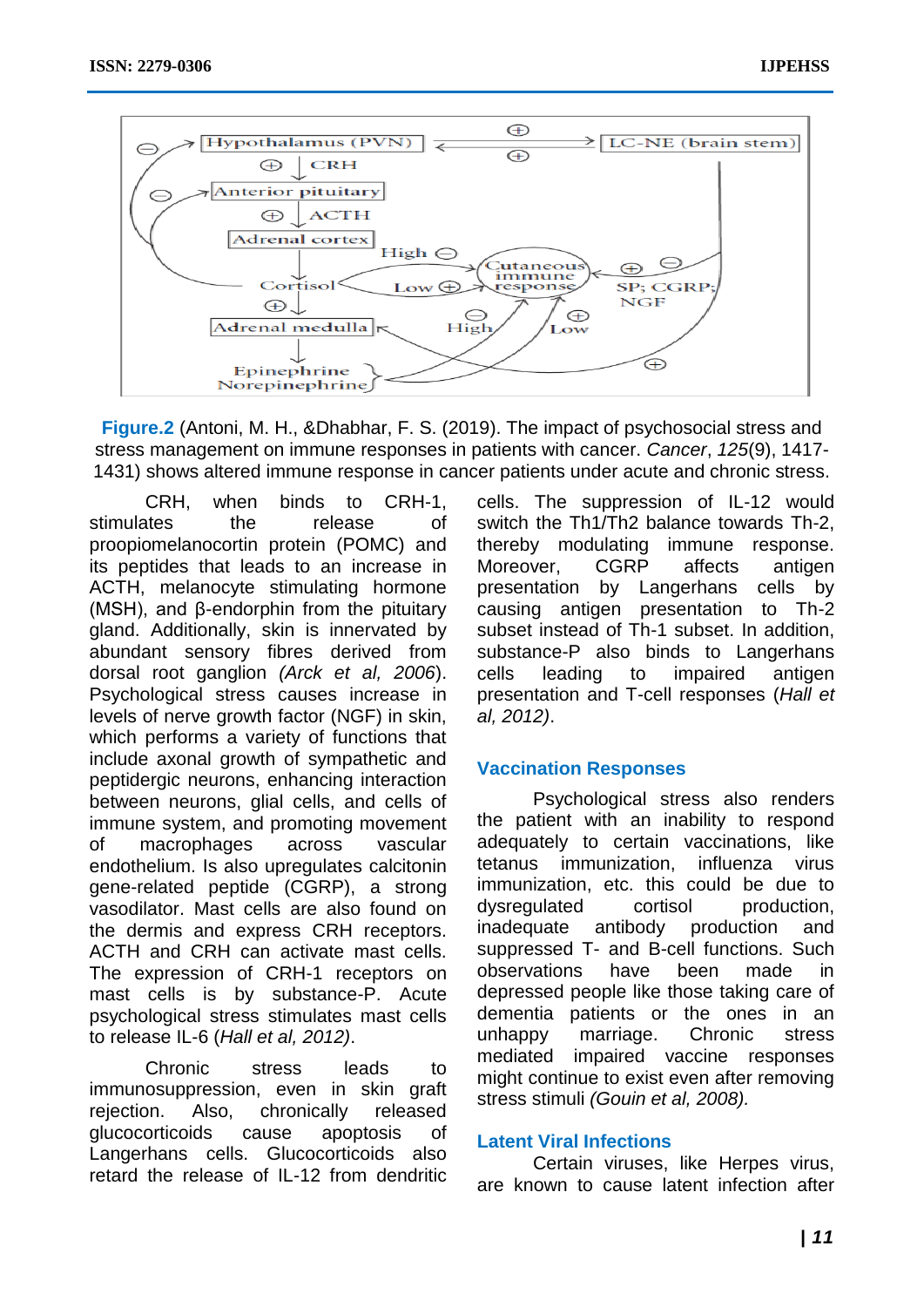**Figure.2** (Antoni, M. H., &Dhabhar, F. S. (2019). The impact of psychosocial stress and stress management on immune responses in patients with cancer. *Cancer*, *125*(9), 1417-1431) shows altered immune response in cancer patients under acute and chronic stress.

CRH, when binds to CRH-1, stimulates the release of proopiomelanocortin protein (POMC) and its peptides that leads to an increase in ACTH, melanocyte stimulating hormone (MSH), and β-endorphin from the pituitary gland. Additionally, skin is innervated by abundant sensory fibres derived from dorsal root ganglion *(Arck et al, 2006*). Psychological stress causes increase in levels of nerve growth factor (NGF) in skin, which performs a variety of functions that include axonal growth of sympathetic and peptidergic neurons, enhancing interaction between neurons, glial cells, and cells of immune system, and promoting movement of macrophages across vascular endothelium. Is also upregulates calcitonin gene-related peptide (CGRP), a strong vasodilator. Mast cells are also found on the dermis and express CRH receptors. ACTH and CRH can activate mast cells. The expression of CRH-1 receptors on mast cells is by substance-P. Acute psychological stress stimulates mast cells to release IL-6 (*Hall et al, 2012)*.

Chronic stress leads to immunosuppression, even in skin graft rejection. Also, chronically released glucocorticoids cause apoptosis of Langerhans cells. Glucocorticoids also retard the release of IL-12 from dendritic cells. The suppression of IL-12 would switch the Th1/Th2 balance towards Th-2, thereby modulating immune response. Moreover, CGRP affects antigen presentation by Langerhans cells by causing antigen presentation to Th-2 subset instead of Th-1 subset. In addition, substance-P also binds to Langerhans cells leading to impaired antigen presentation and T-cell responses (*Hall et al, 2012)*.

## Vaccination Responses

Psychological stress also renders the patient with an inability to respond adequately to certain vaccinations, like tetanus immunization, influenza virus immunization, etc. this could be due to dysregulated cortisol production, inadequate antibody production and suppressed T- and B-cell functions. Such observations have been made in depressed people like those taking care of dementia patients or the ones in an unhappy marriage. Chronic stress mediated impaired vaccine responses might continue to exist even after removing stress stimuli *(Gouin et al, 2008).*

## Latent Viral Infections

Certain viruses, like Herpes virus, are known to cause latent infection after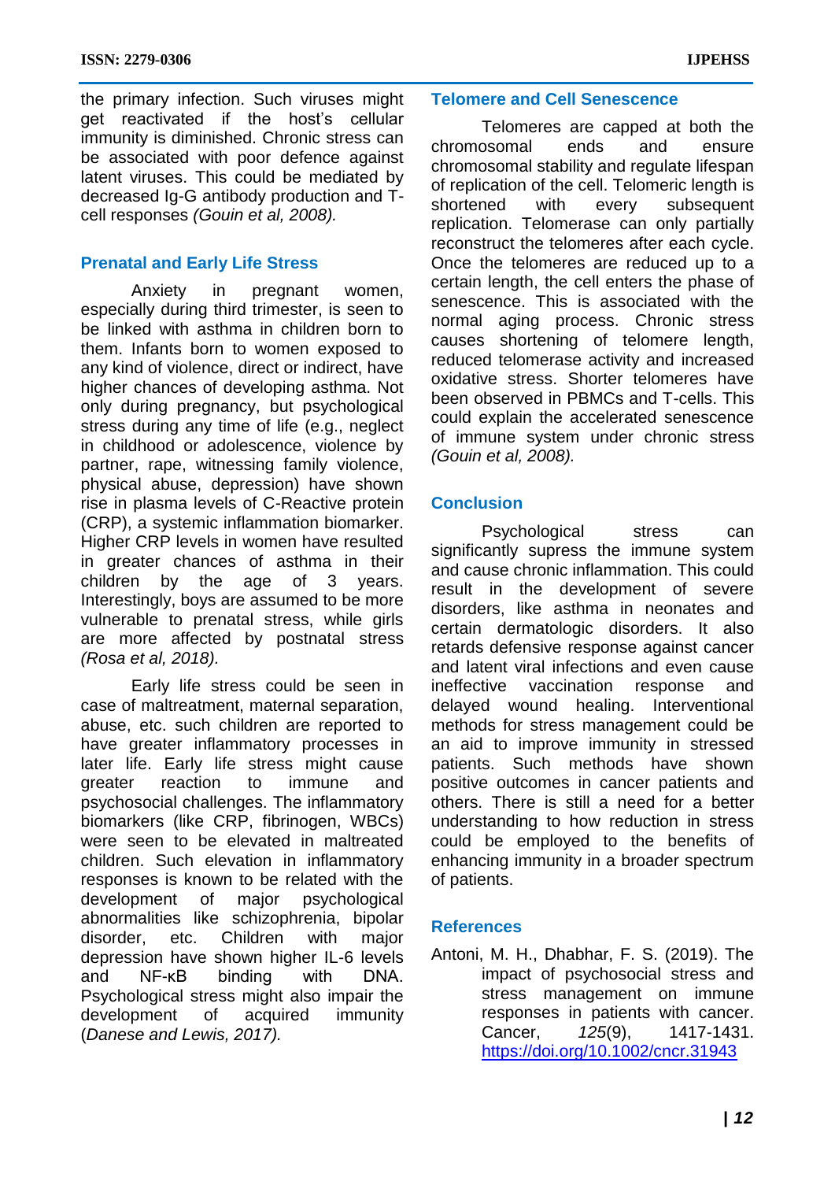the primary infection. Such viruses might get reactivated if the host's cellular immunity is diminished. Chronic stress can be associated with poor defence against latent viruses. This could be mediated by decreased Ig-G antibody production and T-cell responses *(Gouin et al, 2008).*

## Prenatal and Early Life Stress

Anxiety in pregnant women, especially during third trimester, is seen to be linked with asthma in children born to them. Infants born to women exposed to any kind of violence, direct or indirect, have higher chances of developing asthma. Not only during pregnancy, but psychological stress during any time of life (e.g., neglect in childhood or adolescence, violence by partner, rape, witnessing family violence, physical abuse, depression) have shown rise in plasma levels of C-Reactive protein (CRP), a systemic inflammation biomarker. Higher CRP levels in women have resulted in greater chances of asthma in their children by the age of 3 years. Interestingly, boys are assumed to be more vulnerable to prenatal stress, while girls are more affected by postnatal stress *(Rosa et al, 2018).*

Early life stress could be seen in case of maltreatment, maternal separation, abuse, etc. such children are reported to have greater inflammatory processes in later life. Early life stress might cause greater reaction to immune and psychosocial challenges. The inflammatory biomarkers (like CRP, fibrinogen, WBCs) were seen to be elevated in maltreated children. Such elevation in inflammatory responses is known to be related with the development of major psychological abnormalities like schizophrenia, bipolar disorder, etc. Children with major depression have shown higher IL-6 levels and NF-κB binding with DNA. Psychological stress might also impair the development of acquired immunity (*Danese and Lewis, 2017).*

## Telomere and Cell Senescence

Telomeres are capped at both the chromosomal ends and ensure chromosomal stability and regulate lifespan of replication of the cell. Telomeric length is shortened with every subsequent replication. Telomerase can only partially reconstruct the telomeres after each cycle. Once the telomeres are reduced up to a certain length, the cell enters the phase of senescence. This is associated with the normal aging process. Chronic stress causes shortening of telomere length, reduced telomerase activity and increased oxidative stress. Shorter telomeres have been observed in PBMCs and T-cells. This could explain the accelerated senescence of immune system under chronic stress *(Gouin et al, 2008).*

## Conclusion

Psychological stress can significantly supress the immune system and cause chronic inflammation. This could result in the development of severe disorders, like asthma in neonates and certain dermatologic disorders. It also retards defensive response against cancer and latent viral infections and even cause ineffective vaccination response and delayed wound healing. Interventional methods for stress management could be an aid to improve immunity in stressed patients. Such methods have shown positive outcomes in cancer patients and others. There is still a need for a better understanding to how reduction in stress could be employed to the benefits of enhancing immunity in a broader spectrum of patients.

## References

Antoni, M. H., Dhabhar, F. S. (2019). The impact of psychosocial stress and stress management on immune responses in patients with cancer. Cancer, *125*(9), 1417-1431. https://doi.org/10.1002/cncr.31943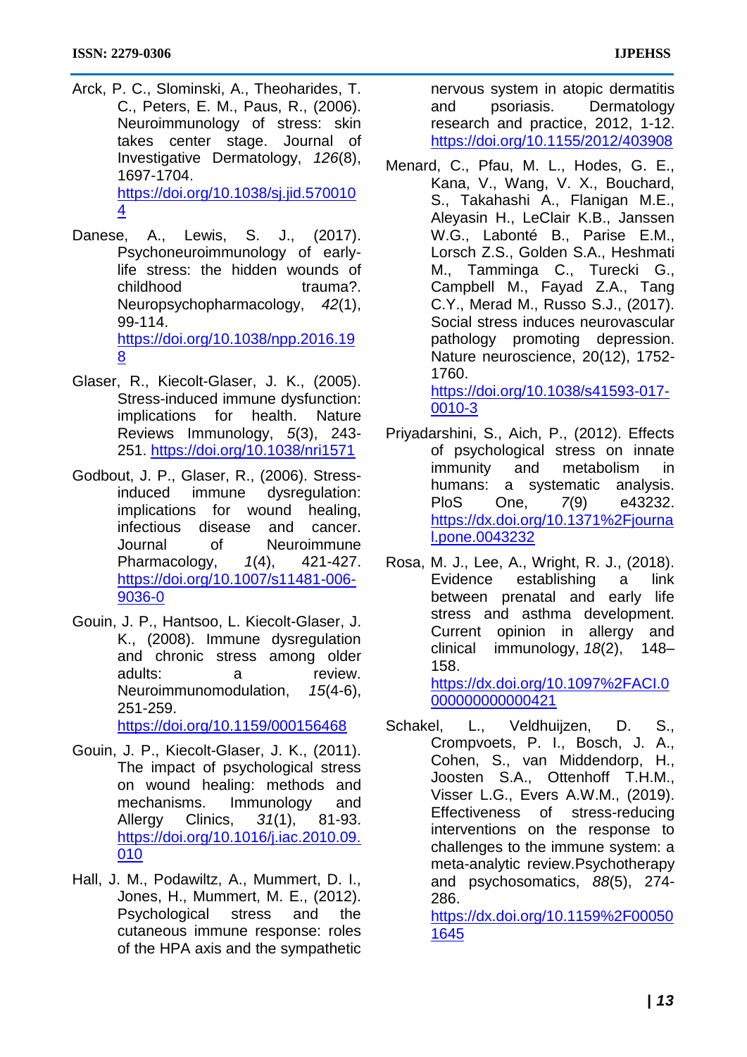Arck, P. C., Slominski, A., Theoharides, T. C., Peters, E. M., Paus, R., (2006). Neuroimmunology of stress: skin takes center stage. Journal of Investigative Dermatology, *126*(8), 1697-1704. https://doi.org/10.1038/sj.jid.5700104

Danese, A., Lewis, S. J., (2017). Psychoneuroimmunology of early-life stress: the hidden wounds of childhood trauma?. Neuropsychopharmacology, *42*(1), 99-114. https://doi.org/10.1038/npp.2016.198

Glaser, R., Kiecolt-Glaser, J. K., (2005). Stress-induced immune dysfunction: implications for health. Nature Reviews Immunology, *5*(3), 243-251. https://doi.org/10.1038/nri1571

Godbout, J. P., Glaser, R., (2006). Stress-induced immune dysregulation: implications for wound healing, infectious disease and cancer. Journal of Neuroimmune Pharmacology, *1*(4), 421-427. https://doi.org/10.1007/s11481-006-9036-0

Gouin, J. P., Hantsoo, L. Kiecolt-Glaser, J. K., (2008). Immune dysregulation and chronic stress among older adults: a review. Neuroimmunomodulation, *15*(4-6), 251-259. https://doi.org/10.1159/000156468

Gouin, J. P., Kiecolt-Glaser, J. K., (2011). The impact of psychological stress on wound healing: methods and mechanisms. Immunology and Allergy Clinics, *31*(1), 81-93. https://doi.org/10.1016/j.iac.2010.09.010

Hall, J. M., Podawiltz, A., Mummert, D. I., Jones, H., Mummert, M. E., (2012). Psychological stress and the cutaneous immune response: roles of the HPA axis and the sympathetic nervous system in atopic dermatitis and psoriasis. Dermatology research and practice, 2012, 1-12. https://doi.org/10.1155/2012/403908

Menard, C., Pfau, M. L., Hodes, G. E., Kana, V., Wang, V. X., Bouchard, S., Takahashi A., Flanigan M.E., Aleyasin H., LeClair K.B., Janssen W.G., Labonté B., Parise E.M., Lorsch Z.S., Golden S.A., Heshmati M., Tamminga C., Turecki G., Campbell M., Fayad Z.A., Tang C.Y., Merad M., Russo S.J., (2017). Social stress induces neurovascular pathology promoting depression. Nature neuroscience, 20(12), 1752-1760. https://doi.org/10.1038/s41593-017-0010-3

Priyadarshini, S., Aich, P., (2012). Effects of psychological stress on innate immunity and metabolism in humans: a systematic analysis. PloS One, *7*(9) e43232. https://dx.doi.org/10.1371%2Fjournal.pone.0043232

Rosa, M. J., Lee, A., Wright, R. J., (2018). Evidence establishing a link between prenatal and early life stress and asthma development. Current opinion in allergy and clinical immunology, *18*(2), 148–158. https://dx.doi.org/10.1097%2FACI.0000000000000421

Schakel, L., Veldhuijzen, D. S., Crompvoets, P. I., Bosch, J. A., Cohen, S., van Middendorp, H., Joosten S.A., Ottenhoff T.H.M., Visser L.G., Evers A.W.M., (2019). Effectiveness of stress-reducing interventions on the response to challenges to the immune system: a meta-analytic review.Psychotherapy and psychosomatics, *88*(5), 274-286. https://dx.doi.org/10.1159%2F000501645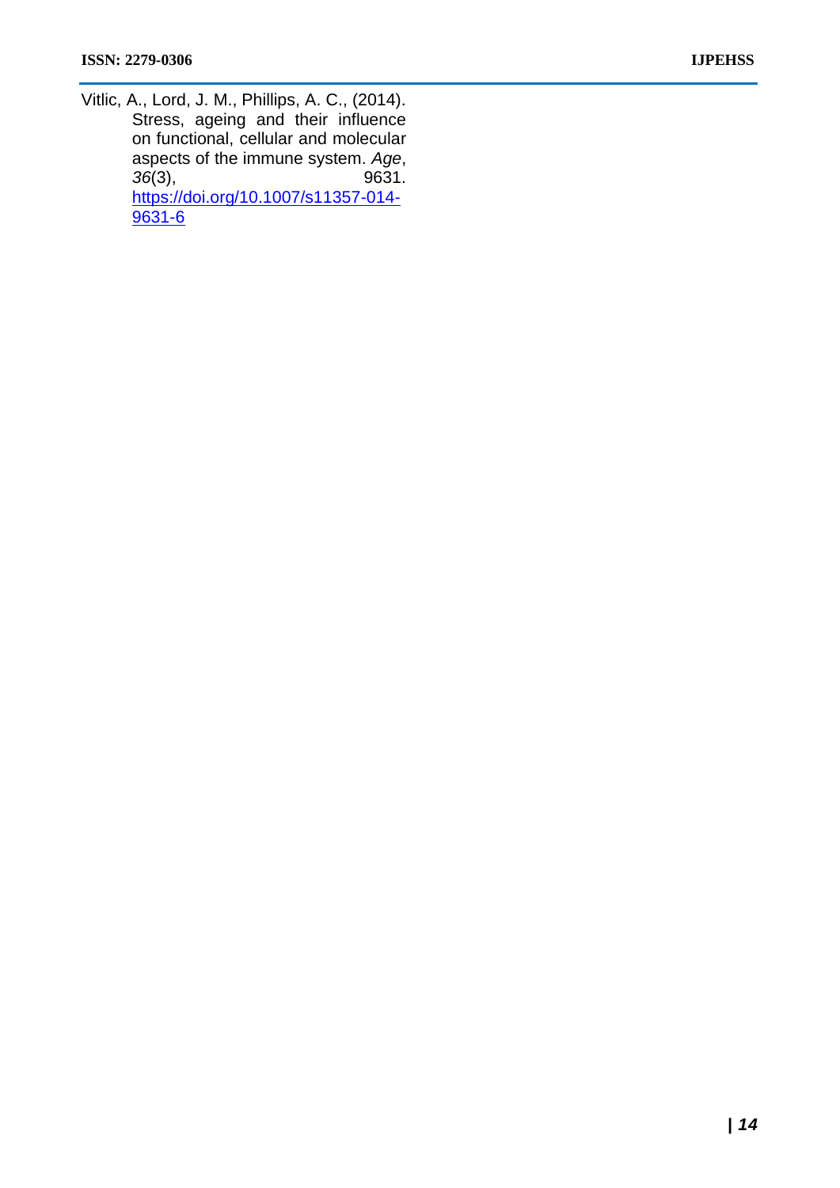Vitlic, A., Lord, J. M., Phillips, A. C., (2014). Stress, ageing and their influence on functional, cellular and molecular aspects of the immune system. *Age*, *36*(3), 9631. https://doi.org/10.1007/s11357-014-9631-6